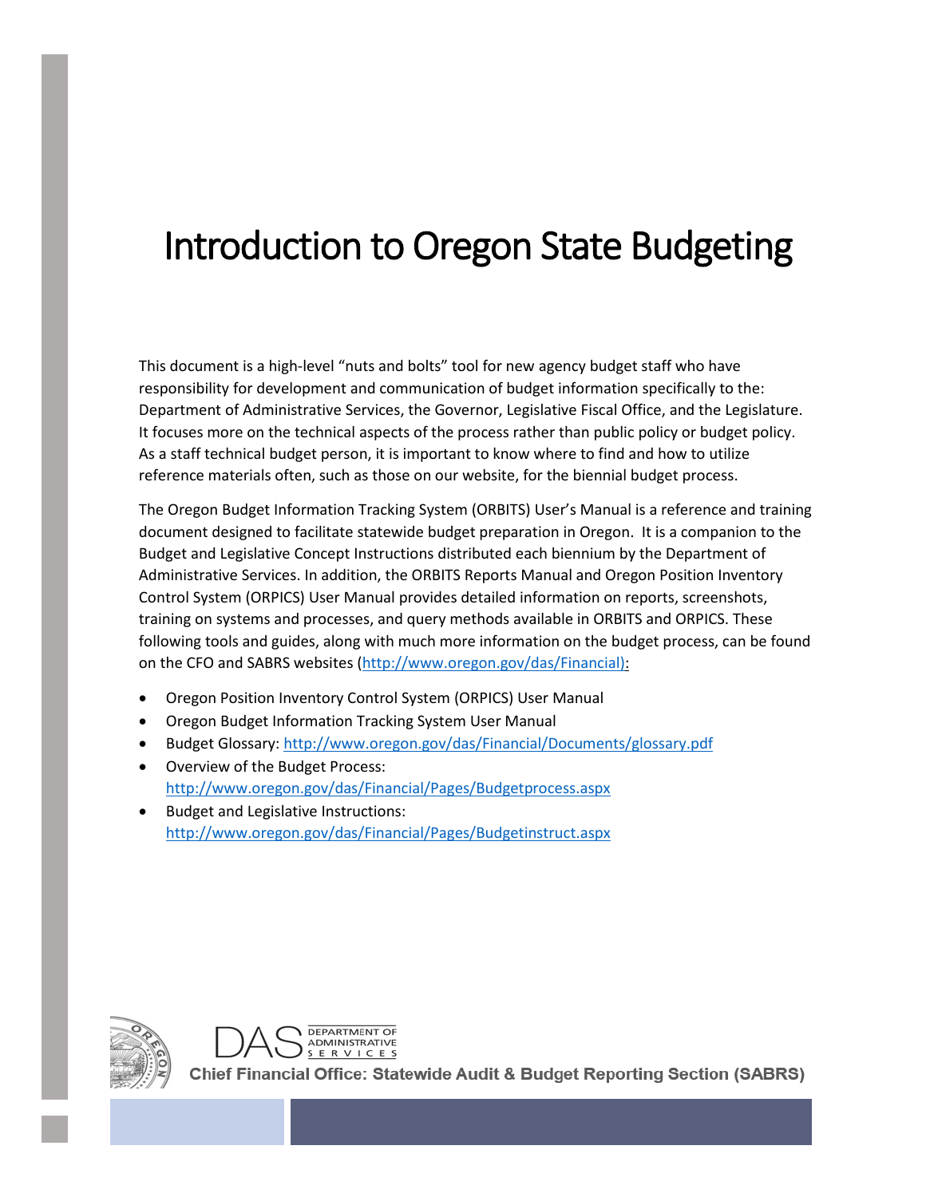# Introduction to Oregon State Budgeting

This document is a high-level "nuts and bolts" tool for new agency budget staff who have responsibility for development and communication of budget information specifically to the: Department of Administrative Services, the Governor, Legislative Fiscal Office, and the Legislature. It focuses more on the technical aspects of the process rather than public policy or budget policy. As a staff technical budget person, it is important to know where to find and how to utilize reference materials often, such as those on our website, for the biennial budget process.

The Oregon Budget Information Tracking System (ORBITS) User's Manual is a reference and training document designed to facilitate statewide budget preparation in Oregon. It is a companion to the Budget and Legislative Concept Instructions distributed each biennium by the Department of Administrative Services. In addition, the ORBITS Reports Manual and Oregon Position Inventory Control System (ORPICS) User Manual provides detailed information on reports, screenshots, training on systems and processes, and query methods available in ORBITS and ORPICS. These following tools and guides, along with much more information on the budget process, can be found on the CFO and SABRS websites (http://www.oregon.gov/das/Financial):

- Oregon Position Inventory Control System (ORPICS) User Manual
- Oregon Budget Information Tracking System User Manual
- Budget Glossary: http://www.oregon.gov/das/Financial/Documents/glossary.pdf
- Overview of the Budget Process: http://www.oregon.gov/das/Financial/Pages/Budgetprocess.aspx
- Budget and Legislative Instructions: http://www.oregon.gov/das/Financial/Pages/Budgetinstruct.aspx

DAS DEPARTMENT OF ADMINISTRATIVE SERVICES

Chief Financial Office: Statewide Audit & Budget Reporting Section (SABRS)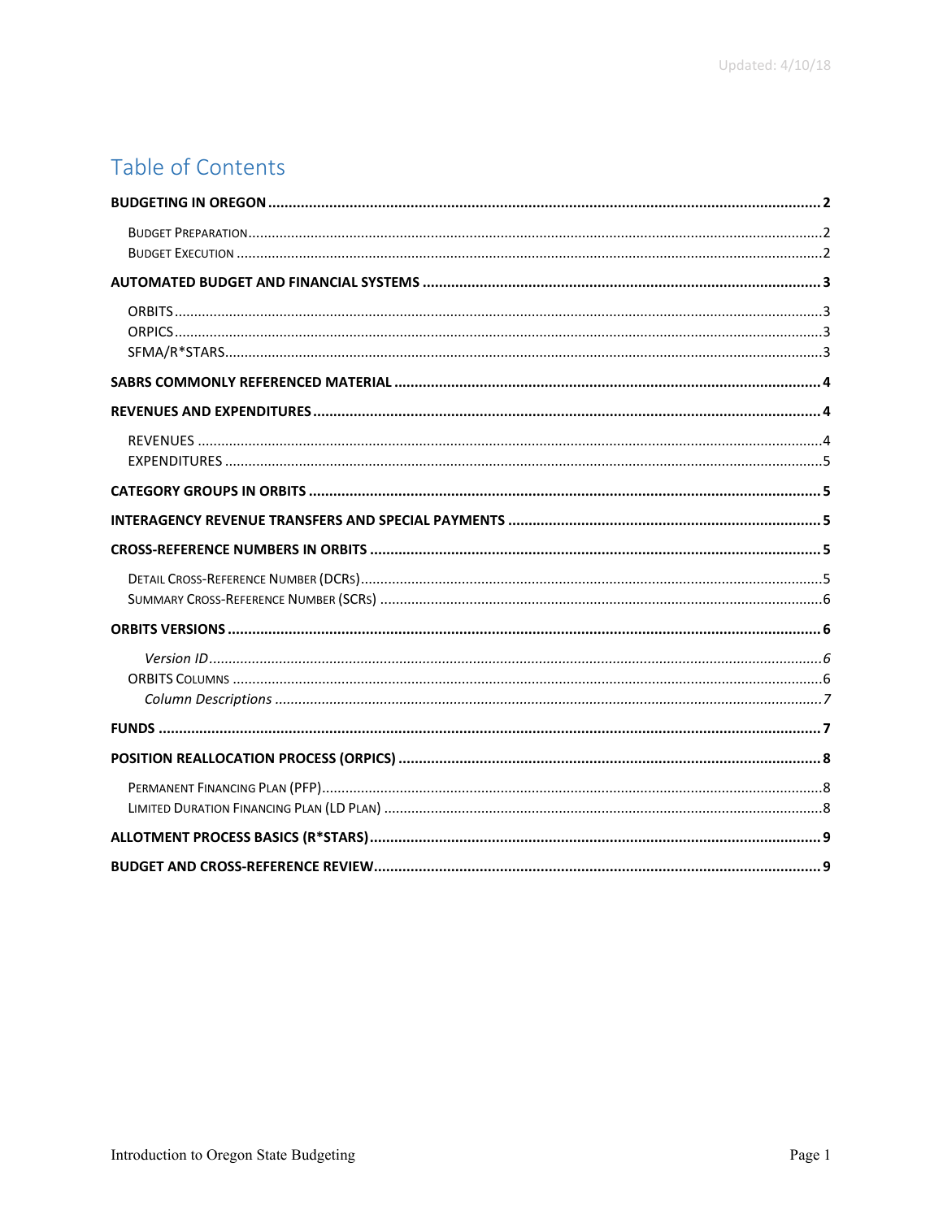Updated: 4/10/18

# Table of Contents

**BUDGETING IN OREGON** ....... **2**

- BUDGET PREPARATION ....... 2
- BUDGET EXECUTION ....... 2

**AUTOMATED BUDGET AND FINANCIAL SYSTEMS** ....... **3**

- ORBITS ....... 3
- ORPICS ....... 3
- SFMA/R*STARS ....... 3

**SABRS COMMONLY REFERENCED MATERIAL** ....... **4**

**REVENUES AND EXPENDITURES** ....... **4**

- REVENUES ....... 4
- EXPENDITURES ....... 5

**CATEGORY GROUPS IN ORBITS** ....... **5**

**INTERAGENCY REVENUE TRANSFERS AND SPECIAL PAYMENTS** ....... **5**

**CROSS-REFERENCE NUMBERS IN ORBITS** ....... **5**

- DETAIL CROSS-REFERENCE NUMBER (DCRs) ....... 5
- SUMMARY CROSS-REFERENCE NUMBER (SCRs) ....... 6

**ORBITS VERSIONS** ....... **6**

- *Version ID* ....... *6*
- ORBITS COLUMNS ....... 6
  - *Column Descriptions* ....... *7*

**FUNDS** ....... **7**

**POSITION REALLOCATION PROCESS (ORPICS)** ....... **8**

- PERMANENT FINANCING PLAN (PFP) ....... 8
- LIMITED DURATION FINANCING PLAN (LD PLAN) ....... 8

**ALLOTMENT PROCESS BASICS (R*STARS)** ....... **9**

**BUDGET AND CROSS-REFERENCE REVIEW** ....... **9**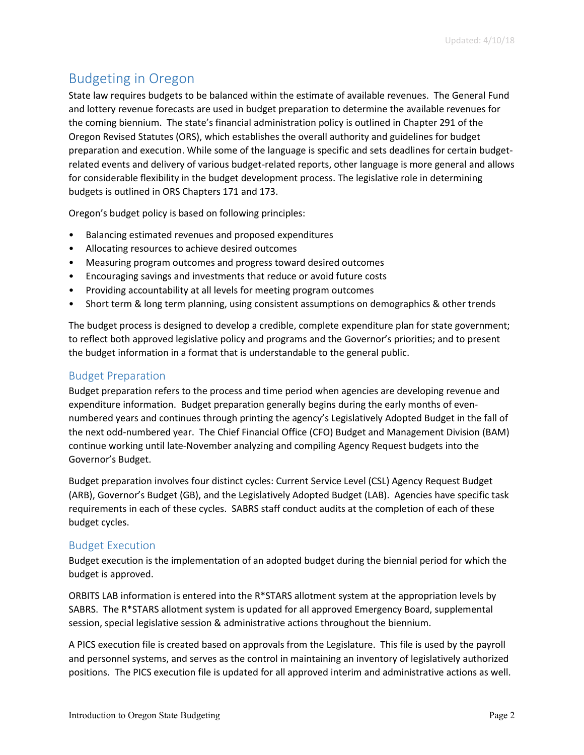# Budgeting in Oregon

State law requires budgets to be balanced within the estimate of available revenues. The General Fund and lottery revenue forecasts are used in budget preparation to determine the available revenues for the coming biennium. The state's financial administration policy is outlined in Chapter 291 of the Oregon Revised Statutes (ORS), which establishes the overall authority and guidelines for budget preparation and execution. While some of the language is specific and sets deadlines for certain budget-related events and delivery of various budget-related reports, other language is more general and allows for considerable flexibility in the budget development process. The legislative role in determining budgets is outlined in ORS Chapters 171 and 173.

Oregon's budget policy is based on following principles:

- Balancing estimated revenues and proposed expenditures
- Allocating resources to achieve desired outcomes
- Measuring program outcomes and progress toward desired outcomes
- Encouraging savings and investments that reduce or avoid future costs
- Providing accountability at all levels for meeting program outcomes
- Short term & long term planning, using consistent assumptions on demographics & other trends

The budget process is designed to develop a credible, complete expenditure plan for state government; to reflect both approved legislative policy and programs and the Governor's priorities; and to present the budget information in a format that is understandable to the general public.

## Budget Preparation

Budget preparation refers to the process and time period when agencies are developing revenue and expenditure information. Budget preparation generally begins during the early months of even-numbered years and continues through printing the agency's Legislatively Adopted Budget in the fall of the next odd-numbered year. The Chief Financial Office (CFO) Budget and Management Division (BAM) continue working until late-November analyzing and compiling Agency Request budgets into the Governor's Budget.

Budget preparation involves four distinct cycles: Current Service Level (CSL) Agency Request Budget (ARB), Governor's Budget (GB), and the Legislatively Adopted Budget (LAB). Agencies have specific task requirements in each of these cycles. SABRS staff conduct audits at the completion of each of these budget cycles.

## Budget Execution

Budget execution is the implementation of an adopted budget during the biennial period for which the budget is approved.

ORBITS LAB information is entered into the R*STARS allotment system at the appropriation levels by SABRS. The R*STARS allotment system is updated for all approved Emergency Board, supplemental session, special legislative session & administrative actions throughout the biennium.

A PICS execution file is created based on approvals from the Legislature. This file is used by the payroll and personnel systems, and serves as the control in maintaining an inventory of legislatively authorized positions. The PICS execution file is updated for all approved interim and administrative actions as well.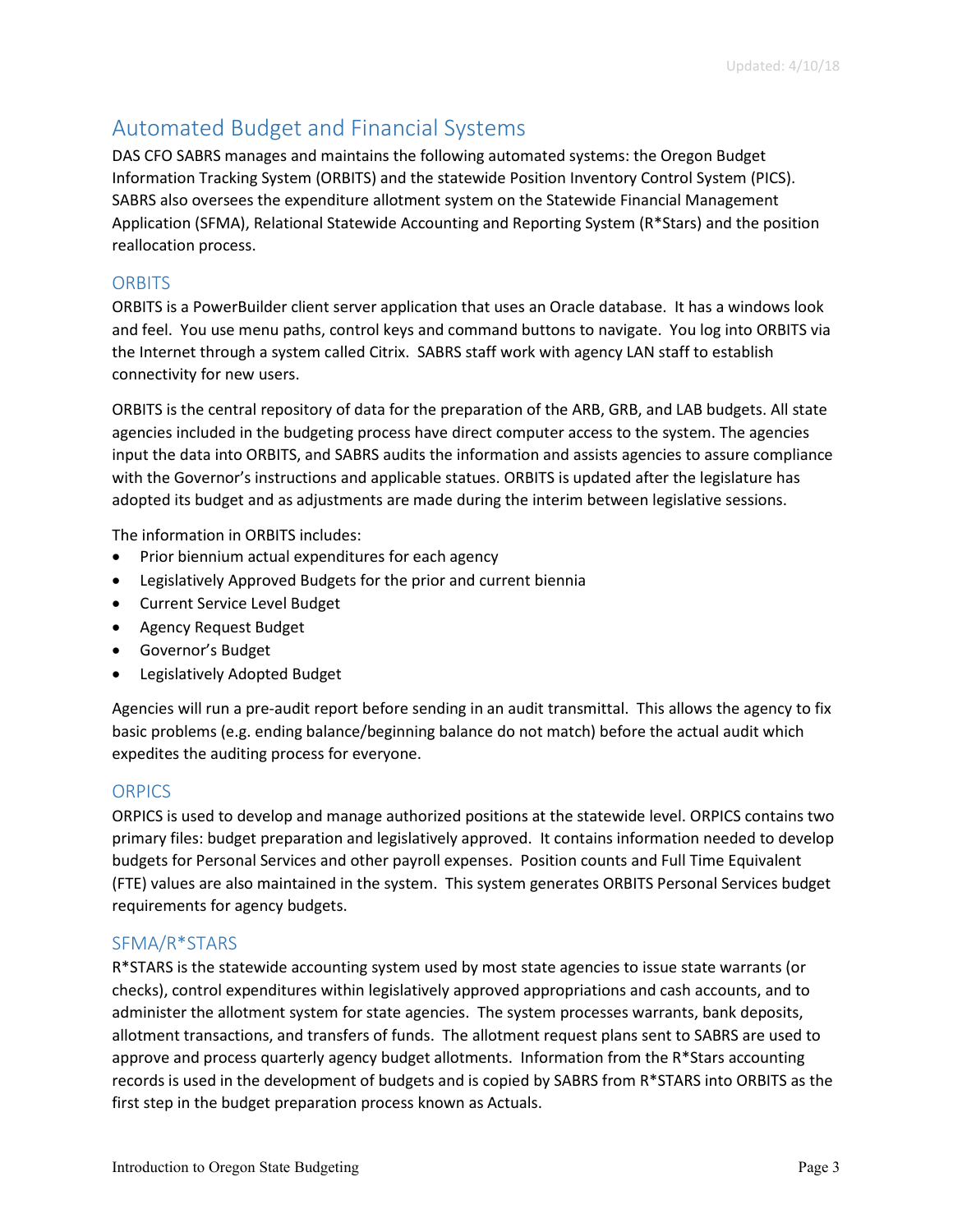## Automated Budget and Financial Systems

DAS CFO SABRS manages and maintains the following automated systems: the Oregon Budget Information Tracking System (ORBITS) and the statewide Position Inventory Control System (PICS). SABRS also oversees the expenditure allotment system on the Statewide Financial Management Application (SFMA), Relational Statewide Accounting and Reporting System (R*Stars) and the position reallocation process.

### ORBITS

ORBITS is a PowerBuilder client server application that uses an Oracle database. It has a windows look and feel. You use menu paths, control keys and command buttons to navigate. You log into ORBITS via the Internet through a system called Citrix. SABRS staff work with agency LAN staff to establish connectivity for new users.

ORBITS is the central repository of data for the preparation of the ARB, GRB, and LAB budgets. All state agencies included in the budgeting process have direct computer access to the system. The agencies input the data into ORBITS, and SABRS audits the information and assists agencies to assure compliance with the Governor's instructions and applicable statues. ORBITS is updated after the legislature has adopted its budget and as adjustments are made during the interim between legislative sessions.

The information in ORBITS includes:

- Prior biennium actual expenditures for each agency
- Legislatively Approved Budgets for the prior and current biennia
- Current Service Level Budget
- Agency Request Budget
- Governor's Budget
- Legislatively Adopted Budget

Agencies will run a pre-audit report before sending in an audit transmittal. This allows the agency to fix basic problems (e.g. ending balance/beginning balance do not match) before the actual audit which expedites the auditing process for everyone.

### ORPICS

ORPICS is used to develop and manage authorized positions at the statewide level. ORPICS contains two primary files: budget preparation and legislatively approved. It contains information needed to develop budgets for Personal Services and other payroll expenses. Position counts and Full Time Equivalent (FTE) values are also maintained in the system. This system generates ORBITS Personal Services budget requirements for agency budgets.

### SFMA/R*STARS

R*STARS is the statewide accounting system used by most state agencies to issue state warrants (or checks), control expenditures within legislatively approved appropriations and cash accounts, and to administer the allotment system for state agencies. The system processes warrants, bank deposits, allotment transactions, and transfers of funds. The allotment request plans sent to SABRS are used to approve and process quarterly agency budget allotments. Information from the R*Stars accounting records is used in the development of budgets and is copied by SABRS from R*STARS into ORBITS as the first step in the budget preparation process known as Actuals.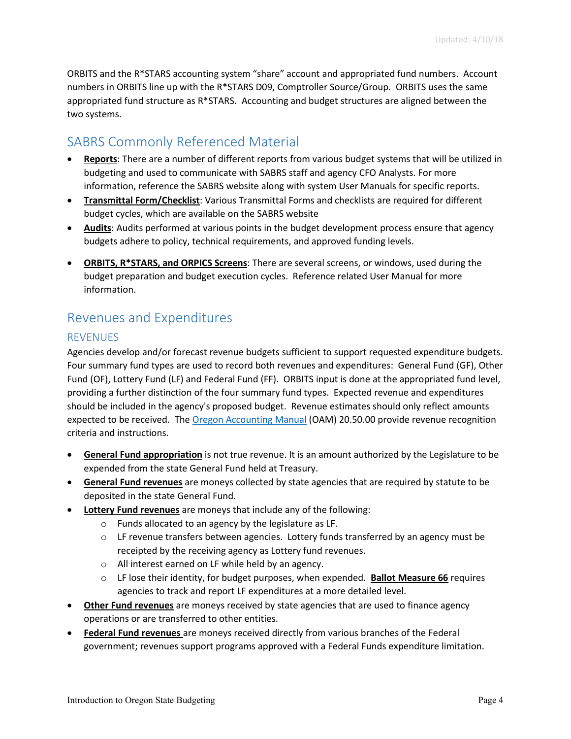ORBITS and the R*STARS accounting system "share" account and appropriated fund numbers. Account numbers in ORBITS line up with the R*STARS D09, Comptroller Source/Group. ORBITS uses the same appropriated fund structure as R*STARS. Accounting and budget structures are aligned between the two systems.

## SABRS Commonly Referenced Material

- **Reports**: There are a number of different reports from various budget systems that will be utilized in budgeting and used to communicate with SABRS staff and agency CFO Analysts. For more information, reference the SABRS website along with system User Manuals for specific reports.
- **Transmittal Form/Checklist**: Various Transmittal Forms and checklists are required for different budget cycles, which are available on the SABRS website
- **Audits**: Audits performed at various points in the budget development process ensure that agency budgets adhere to policy, technical requirements, and approved funding levels.
- **ORBITS, R*STARS, and ORPICS Screens**: There are several screens, or windows, used during the budget preparation and budget execution cycles. Reference related User Manual for more information.

## Revenues and Expenditures

### REVENUES

Agencies develop and/or forecast revenue budgets sufficient to support requested expenditure budgets. Four summary fund types are used to record both revenues and expenditures: General Fund (GF), Other Fund (OF), Lottery Fund (LF) and Federal Fund (FF). ORBITS input is done at the appropriated fund level, providing a further distinction of the four summary fund types. Expected revenue and expenditures should be included in the agency's proposed budget. Revenue estimates should only reflect amounts expected to be received. The Oregon Accounting Manual (OAM) 20.50.00 provide revenue recognition criteria and instructions.

- **General Fund appropriation** is not true revenue. It is an amount authorized by the Legislature to be expended from the state General Fund held at Treasury.
- **General Fund revenues** are moneys collected by state agencies that are required by statute to be deposited in the state General Fund.
- **Lottery Fund revenues** are moneys that include any of the following:
  - Funds allocated to an agency by the legislature as LF.
  - LF revenue transfers between agencies. Lottery funds transferred by an agency must be receipted by the receiving agency as Lottery fund revenues.
  - All interest earned on LF while held by an agency.
  - LF lose their identity, for budget purposes, when expended. **Ballot Measure 66** requires agencies to track and report LF expenditures at a more detailed level.
- **Other Fund revenues** are moneys received by state agencies that are used to finance agency operations or are transferred to other entities.
- **Federal Fund revenues** are moneys received directly from various branches of the Federal government; revenues support programs approved with a Federal Funds expenditure limitation.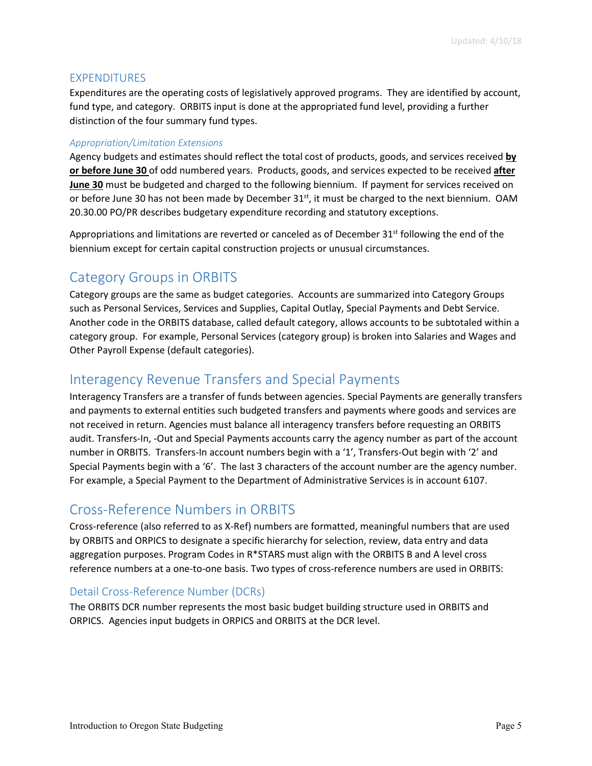## EXPENDITURES

Expenditures are the operating costs of legislatively approved programs. They are identified by account, fund type, and category. ORBITS input is done at the appropriated fund level, providing a further distinction of the four summary fund types.

### *Appropriation/Limitation Extensions*

Agency budgets and estimates should reflect the total cost of products, goods, and services received **by or before June 30** of odd numbered years. Products, goods, and services expected to be received **after June 30** must be budgeted and charged to the following biennium. If payment for services received on or before June 30 has not been made by December 31st, it must be charged to the next biennium. OAM 20.30.00 PO/PR describes budgetary expenditure recording and statutory exceptions.

Appropriations and limitations are reverted or canceled as of December 31st following the end of the biennium except for certain capital construction projects or unusual circumstances.

# Category Groups in ORBITS

Category groups are the same as budget categories. Accounts are summarized into Category Groups such as Personal Services, Services and Supplies, Capital Outlay, Special Payments and Debt Service. Another code in the ORBITS database, called default category, allows accounts to be subtotaled within a category group. For example, Personal Services (category group) is broken into Salaries and Wages and Other Payroll Expense (default categories).

# Interagency Revenue Transfers and Special Payments

Interagency Transfers are a transfer of funds between agencies. Special Payments are generally transfers and payments to external entities such budgeted transfers and payments where goods and services are not received in return. Agencies must balance all interagency transfers before requesting an ORBITS audit. Transfers-In, -Out and Special Payments accounts carry the agency number as part of the account number in ORBITS. Transfers-In account numbers begin with a '1', Transfers-Out begin with '2' and Special Payments begin with a '6'. The last 3 characters of the account number are the agency number. For example, a Special Payment to the Department of Administrative Services is in account 6107.

# Cross-Reference Numbers in ORBITS

Cross-reference (also referred to as X-Ref) numbers are formatted, meaningful numbers that are used by ORBITS and ORPICS to designate a specific hierarchy for selection, review, data entry and data aggregation purposes. Program Codes in R*STARS must align with the ORBITS B and A level cross reference numbers at a one-to-one basis. Two types of cross-reference numbers are used in ORBITS:

## Detail Cross-Reference Number (DCRs)

The ORBITS DCR number represents the most basic budget building structure used in ORBITS and ORPICS. Agencies input budgets in ORPICS and ORBITS at the DCR level.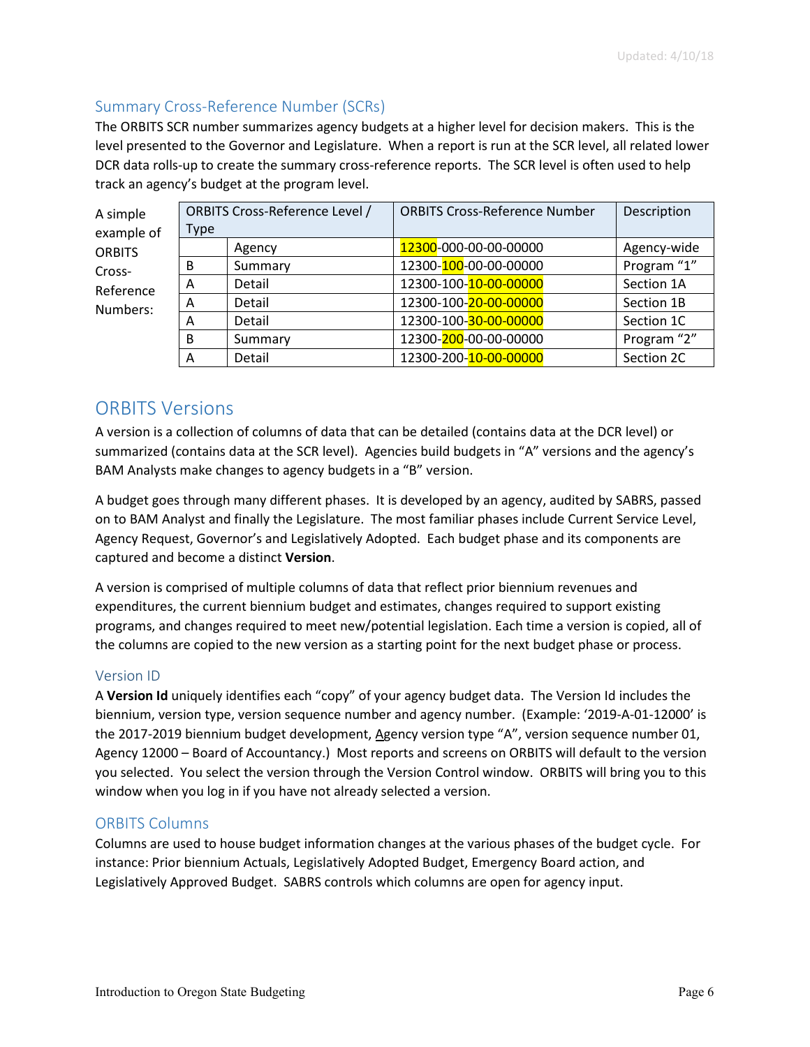### Summary Cross-Reference Number (SCRs)

The ORBITS SCR number summarizes agency budgets at a higher level for decision makers. This is the level presented to the Governor and Legislature. When a report is run at the SCR level, all related lower DCR data rolls-up to create the summary cross-reference reports. The SCR level is often used to help track an agency's budget at the program level.

A simple example of ORBITS Cross-Reference Numbers:

| ORBITS Cross-Reference Level / Type | | ORBITS Cross-Reference Number | Description |
|---|---|---|---|
| | Agency | 12300-000-00-00-00000 | Agency-wide |
| B | Summary | 12300-100-00-00-00000 | Program "1" |
| A | Detail | 12300-100-10-00-00000 | Section 1A |
| A | Detail | 12300-100-20-00-00000 | Section 1B |
| A | Detail | 12300-100-30-00-00000 | Section 1C |
| B | Summary | 12300-200-00-00-00000 | Program "2" |
| A | Detail | 12300-200-10-00-00000 | Section 2C |

## ORBITS Versions

A version is a collection of columns of data that can be detailed (contains data at the DCR level) or summarized (contains data at the SCR level). Agencies build budgets in "A" versions and the agency's BAM Analysts make changes to agency budgets in a "B" version.

A budget goes through many different phases. It is developed by an agency, audited by SABRS, passed on to BAM Analyst and finally the Legislature. The most familiar phases include Current Service Level, Agency Request, Governor's and Legislatively Adopted. Each budget phase and its components are captured and become a distinct **Version**.

A version is comprised of multiple columns of data that reflect prior biennium revenues and expenditures, the current biennium budget and estimates, changes required to support existing programs, and changes required to meet new/potential legislation. Each time a version is copied, all of the columns are copied to the new version as a starting point for the next budget phase or process.

### Version ID

A **Version Id** uniquely identifies each "copy" of your agency budget data. The Version Id includes the biennium, version type, version sequence number and agency number. (Example: '2019-A-01-12000' is the 2017-2019 biennium budget development, Agency version type "A", version sequence number 01, Agency 12000 – Board of Accountancy.) Most reports and screens on ORBITS will default to the version you selected. You select the version through the Version Control window. ORBITS will bring you to this window when you log in if you have not already selected a version.

### ORBITS Columns

Columns are used to house budget information changes at the various phases of the budget cycle. For instance: Prior biennium Actuals, Legislatively Adopted Budget, Emergency Board action, and Legislatively Approved Budget. SABRS controls which columns are open for agency input.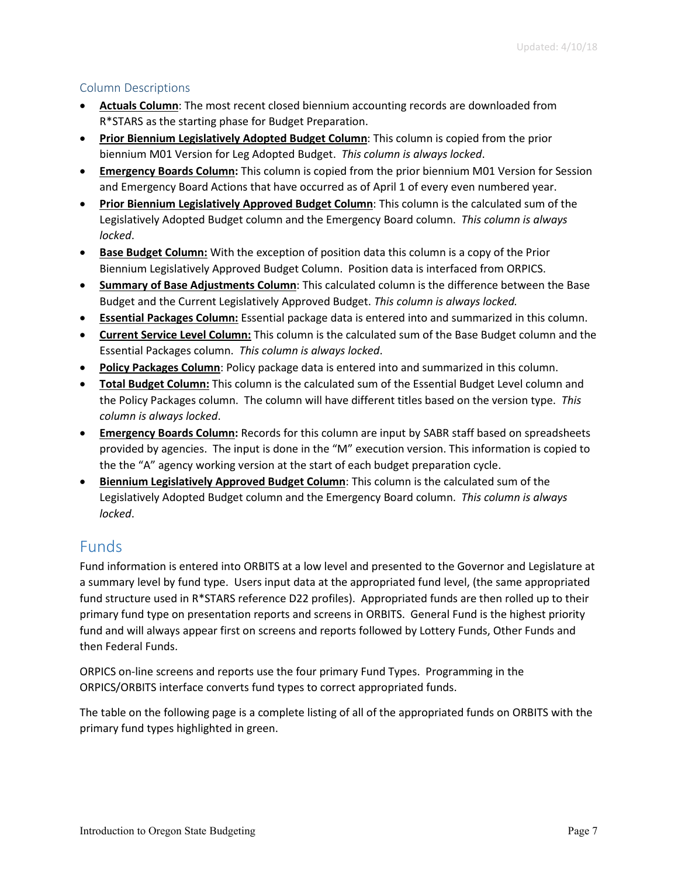### Column Descriptions

- **<u>Actuals Column</u>**: The most recent closed biennium accounting records are downloaded from R*STARS as the starting phase for Budget Preparation.
- **<u>Prior Biennium Legislatively Adopted Budget Column</u>**: This column is copied from the prior biennium M01 Version for Leg Adopted Budget. *This column is always locked*.
- **<u>Emergency Boards Column:</u>** This column is copied from the prior biennium M01 Version for Session and Emergency Board Actions that have occurred as of April 1 of every even numbered year.
- **<u>Prior Biennium Legislatively Approved Budget Column</u>**: This column is the calculated sum of the Legislatively Adopted Budget column and the Emergency Board column. *This column is always locked*.
- **<u>Base Budget Column:</u>** With the exception of position data this column is a copy of the Prior Biennium Legislatively Approved Budget Column. Position data is interfaced from ORPICS.
- **<u>Summary of Base Adjustments Column</u>**: This calculated column is the difference between the Base Budget and the Current Legislatively Approved Budget. *This column is always locked.*
- **<u>Essential Packages Column:</u>** Essential package data is entered into and summarized in this column.
- **<u>Current Service Level Column:</u>** This column is the calculated sum of the Base Budget column and the Essential Packages column. *This column is always locked*.
- **<u>Policy Packages Column</u>**: Policy package data is entered into and summarized in this column.
- **<u>Total Budget Column:</u>** This column is the calculated sum of the Essential Budget Level column and the Policy Packages column. The column will have different titles based on the version type. *This column is always locked*.
- **<u>Emergency Boards Column:</u>** Records for this column are input by SABR staff based on spreadsheets provided by agencies. The input is done in the "M" execution version. This information is copied to the the "A" agency working version at the start of each budget preparation cycle.
- **<u>Biennium Legislatively Approved Budget Column</u>**: This column is the calculated sum of the Legislatively Adopted Budget column and the Emergency Board column. *This column is always locked*.

## Funds

Fund information is entered into ORBITS at a low level and presented to the Governor and Legislature at a summary level by fund type. Users input data at the appropriated fund level, (the same appropriated fund structure used in R*STARS reference D22 profiles). Appropriated funds are then rolled up to their primary fund type on presentation reports and screens in ORBITS. General Fund is the highest priority fund and will always appear first on screens and reports followed by Lottery Funds, Other Funds and then Federal Funds.

ORPICS on-line screens and reports use the four primary Fund Types. Programming in the ORPICS/ORBITS interface converts fund types to correct appropriated funds.

The table on the following page is a complete listing of all of the appropriated funds on ORBITS with the primary fund types highlighted in green.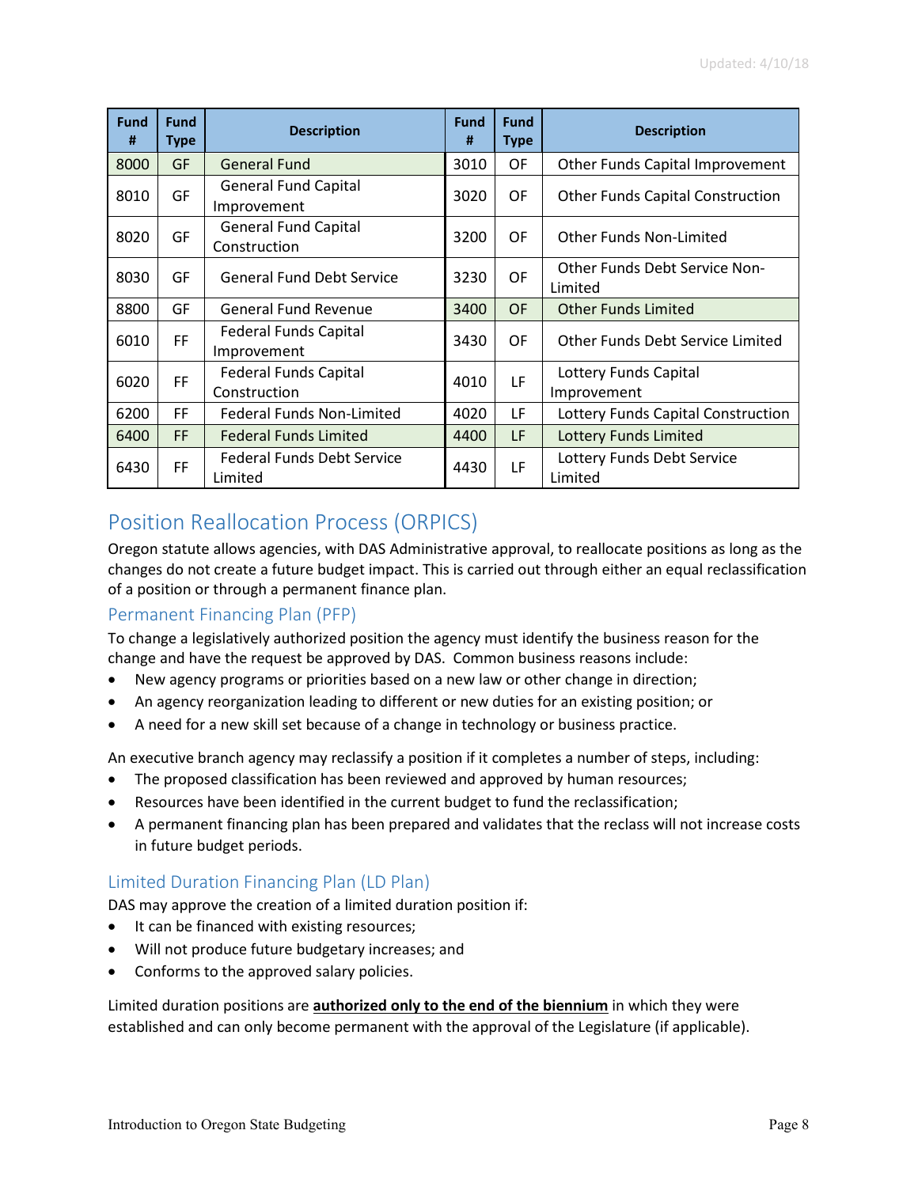| Fund # | Fund Type | Description | Fund # | Fund Type | Description |
|---|---|---|---|---|---|
| 8000 | GF | General Fund | 3010 | OF | Other Funds Capital Improvement |
| 8010 | GF | General Fund Capital Improvement | 3020 | OF | Other Funds Capital Construction |
| 8020 | GF | General Fund Capital Construction | 3200 | OF | Other Funds Non-Limited |
| 8030 | GF | General Fund Debt Service | 3230 | OF | Other Funds Debt Service Non-Limited |
| 8800 | GF | General Fund Revenue | 3400 | OF | Other Funds Limited |
| 6010 | FF | Federal Funds Capital Improvement | 3430 | OF | Other Funds Debt Service Limited |
| 6020 | FF | Federal Funds Capital Construction | 4010 | LF | Lottery Funds Capital Improvement |
| 6200 | FF | Federal Funds Non-Limited | 4020 | LF | Lottery Funds Capital Construction |
| 6400 | FF | Federal Funds Limited | 4400 | LF | Lottery Funds Limited |
| 6430 | FF | Federal Funds Debt Service Limited | 4430 | LF | Lottery Funds Debt Service Limited |

## Position Reallocation Process (ORPICS)

Oregon statute allows agencies, with DAS Administrative approval, to reallocate positions as long as the changes do not create a future budget impact. This is carried out through either an equal reclassification of a position or through a permanent finance plan.

### Permanent Financing Plan (PFP)

To change a legislatively authorized position the agency must identify the business reason for the change and have the request be approved by DAS. Common business reasons include:

- New agency programs or priorities based on a new law or other change in direction;
- An agency reorganization leading to different or new duties for an existing position; or
- A need for a new skill set because of a change in technology or business practice.

An executive branch agency may reclassify a position if it completes a number of steps, including:

- The proposed classification has been reviewed and approved by human resources;
- Resources have been identified in the current budget to fund the reclassification;
- A permanent financing plan has been prepared and validates that the reclass will not increase costs in future budget periods.

### Limited Duration Financing Plan (LD Plan)

DAS may approve the creation of a limited duration position if:

- It can be financed with existing resources;
- Will not produce future budgetary increases; and
- Conforms to the approved salary policies.

Limited duration positions are **authorized only to the end of the biennium** in which they were established and can only become permanent with the approval of the Legislature (if applicable).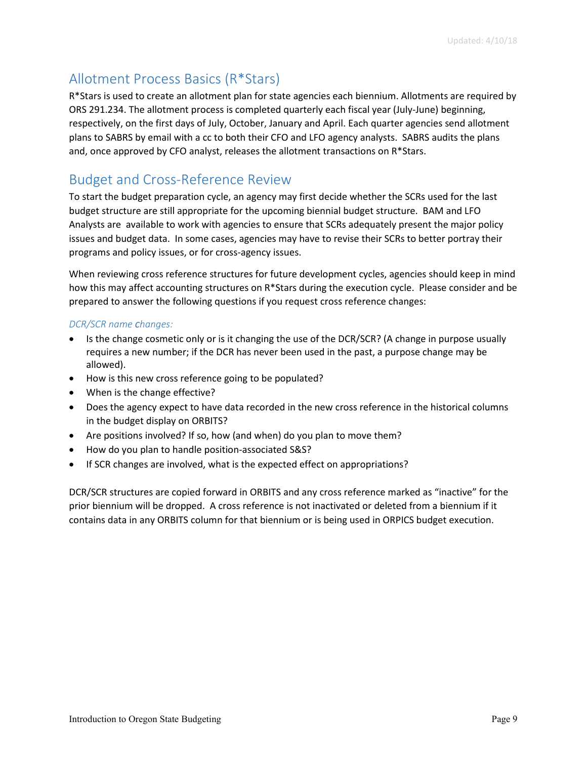## Allotment Process Basics (R*Stars)

R*Stars is used to create an allotment plan for state agencies each biennium. Allotments are required by ORS 291.234. The allotment process is completed quarterly each fiscal year (July-June) beginning, respectively, on the first days of July, October, January and April. Each quarter agencies send allotment plans to SABRS by email with a cc to both their CFO and LFO agency analysts. SABRS audits the plans and, once approved by CFO analyst, releases the allotment transactions on R*Stars.

## Budget and Cross-Reference Review

To start the budget preparation cycle, an agency may first decide whether the SCRs used for the last budget structure are still appropriate for the upcoming biennial budget structure. BAM and LFO Analysts are available to work with agencies to ensure that SCRs adequately present the major policy issues and budget data. In some cases, agencies may have to revise their SCRs to better portray their programs and policy issues, or for cross-agency issues.

When reviewing cross reference structures for future development cycles, agencies should keep in mind how this may affect accounting structures on R*Stars during the execution cycle. Please consider and be prepared to answer the following questions if you request cross reference changes:

### *DCR/SCR name changes:*

- Is the change cosmetic only or is it changing the use of the DCR/SCR? (A change in purpose usually requires a new number; if the DCR has never been used in the past, a purpose change may be allowed).
- How is this new cross reference going to be populated?
- When is the change effective?
- Does the agency expect to have data recorded in the new cross reference in the historical columns in the budget display on ORBITS?
- Are positions involved? If so, how (and when) do you plan to move them?
- How do you plan to handle position-associated S&S?
- If SCR changes are involved, what is the expected effect on appropriations?

DCR/SCR structures are copied forward in ORBITS and any cross reference marked as "inactive" for the prior biennium will be dropped. A cross reference is not inactivated or deleted from a biennium if it contains data in any ORBITS column for that biennium or is being used in ORPICS budget execution.